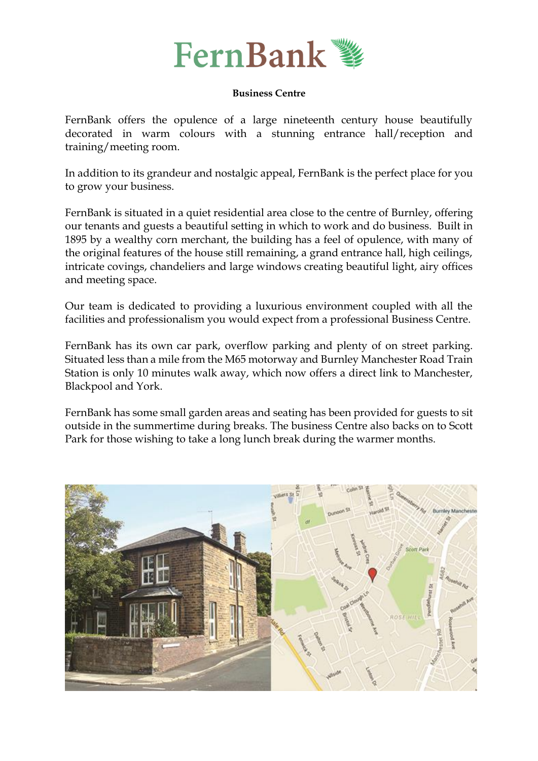# FernBank

**Business Centre**

FernBank offers the opulence of a large nineteenth century house beautifully decorated in warm colours with a stunning entrance hall/reception and training/meeting room.

In addition to its grandeur and nostalgic appeal, FernBank is the perfect place for you to grow your business.

FernBank is situated in a quiet residential area close to the centre of Burnley, offering our tenants and guests a beautiful setting in which to work and do business. Built in 1895 by a wealthy corn merchant, the building has a feel of opulence, with many of the original features of the house still remaining, a grand entrance hall, high ceilings, intricate covings, chandeliers and large windows creating beautiful light, airy offices and meeting space.

Our team is dedicated to providing a luxurious environment coupled with all the facilities and professionalism you would expect from a professional Business Centre.

FernBank has its own car park, overflow parking and plenty of on street parking. Situated less than a mile from the M65 motorway and Burnley Manchester Road Train Station is only 10 minutes walk away, which now offers a direct link to Manchester, Blackpool and York.

FernBank has some small garden areas and seating has been provided for guests to sit outside in the summertime during breaks. The business Centre also backs on to Scott Park for those wishing to take a long lunch break during the warmer months.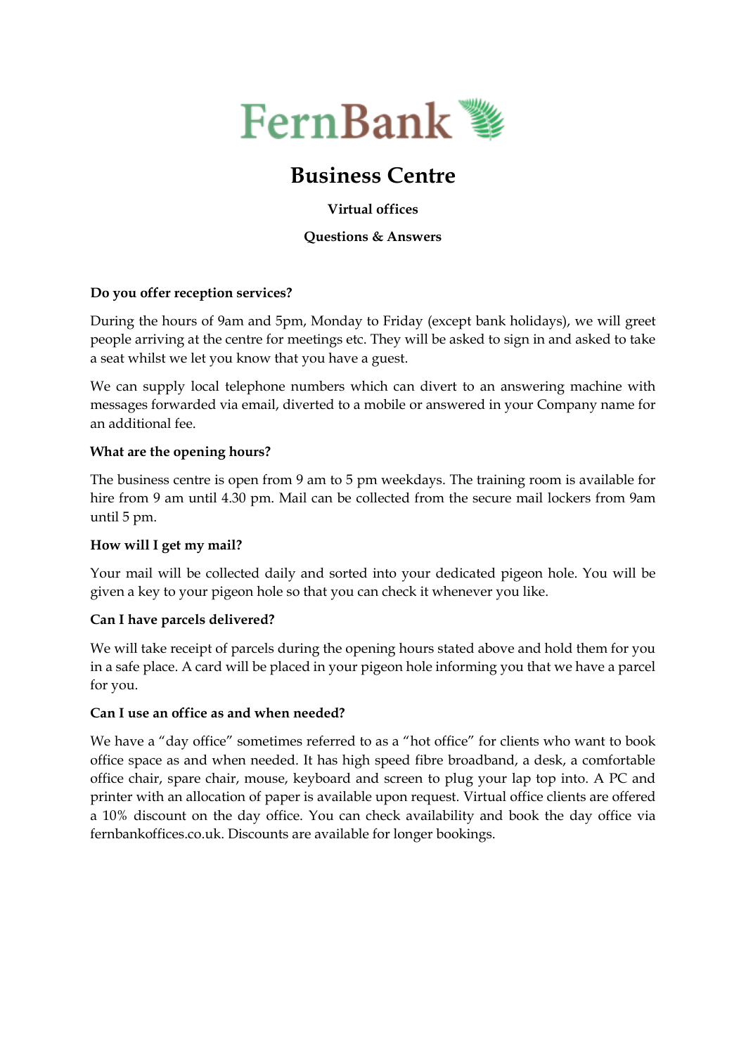# FernBank

## Business Centre

**Virtual offices**

**Questions & Answers**

**Do you offer reception services?**

During the hours of 9am and 5pm, Monday to Friday (except bank holidays), we will greet people arriving at the centre for meetings etc. They will be asked to sign in and asked to take a seat whilst we let you know that you have a guest.

We can supply local telephone numbers which can divert to an answering machine with messages forwarded via email, diverted to a mobile or answered in your Company name for an additional fee.

**What are the opening hours?**

The business centre is open from 9 am to 5 pm weekdays. The training room is available for hire from 9 am until 4.30 pm. Mail can be collected from the secure mail lockers from 9am until 5 pm.

**How will I get my mail?**

Your mail will be collected daily and sorted into your dedicated pigeon hole. You will be given a key to your pigeon hole so that you can check it whenever you like.

**Can I have parcels delivered?**

We will take receipt of parcels during the opening hours stated above and hold them for you in a safe place. A card will be placed in your pigeon hole informing you that we have a parcel for you.

**Can I use an office as and when needed?**

We have a "day office" sometimes referred to as a "hot office" for clients who want to book office space as and when needed. It has high speed fibre broadband, a desk, a comfortable office chair, spare chair, mouse, keyboard and screen to plug your lap top into. A PC and printer with an allocation of paper is available upon request. Virtual office clients are offered a 10% discount on the day office. You can check availability and book the day office via fernbankoffices.co.uk. Discounts are available for longer bookings.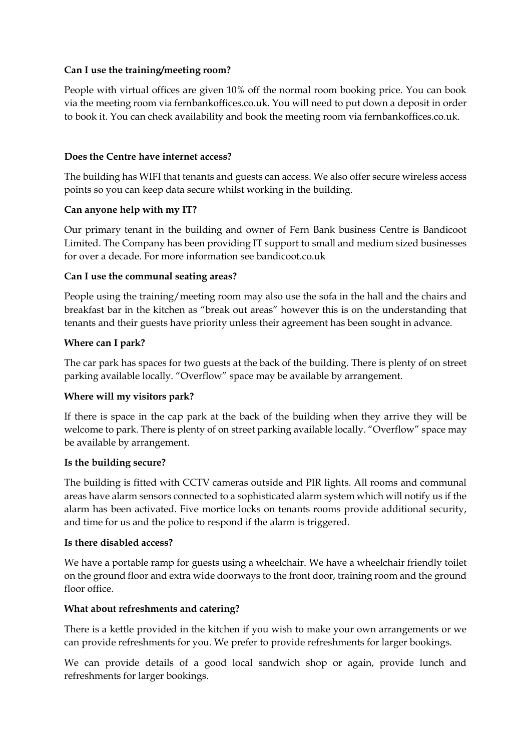**Can I use the training/meeting room?**

People with virtual offices are given 10% off the normal room booking price. You can book via the meeting room via fernbankoffices.co.uk. You will need to put down a deposit in order to book it. You can check availability and book the meeting room via fernbankoffices.co.uk.

**Does the Centre have internet access?**

The building has WIFI that tenants and guests can access. We also offer secure wireless access points so you can keep data secure whilst working in the building.

**Can anyone help with my IT?**

Our primary tenant in the building and owner of Fern Bank business Centre is Bandicoot Limited. The Company has been providing IT support to small and medium sized businesses for over a decade. For more information see bandicoot.co.uk

**Can I use the communal seating areas?**

People using the training/meeting room may also use the sofa in the hall and the chairs and breakfast bar in the kitchen as "break out areas" however this is on the understanding that tenants and their guests have priority unless their agreement has been sought in advance.

**Where can I park?**

The car park has spaces for two guests at the back of the building. There is plenty of on street parking available locally. "Overflow" space may be available by arrangement.

**Where will my visitors park?**

If there is space in the cap park at the back of the building when they arrive they will be welcome to park. There is plenty of on street parking available locally. "Overflow" space may be available by arrangement.

**Is the building secure?**

The building is fitted with CCTV cameras outside and PIR lights. All rooms and communal areas have alarm sensors connected to a sophisticated alarm system which will notify us if the alarm has been activated. Five mortice locks on tenants rooms provide additional security, and time for us and the police to respond if the alarm is triggered.

**Is there disabled access?**

We have a portable ramp for guests using a wheelchair. We have a wheelchair friendly toilet on the ground floor and extra wide doorways to the front door, training room and the ground floor office.

**What about refreshments and catering?**

There is a kettle provided in the kitchen if you wish to make your own arrangements or we can provide refreshments for you. We prefer to provide refreshments for larger bookings.

We can provide details of a good local sandwich shop or again, provide lunch and refreshments for larger bookings.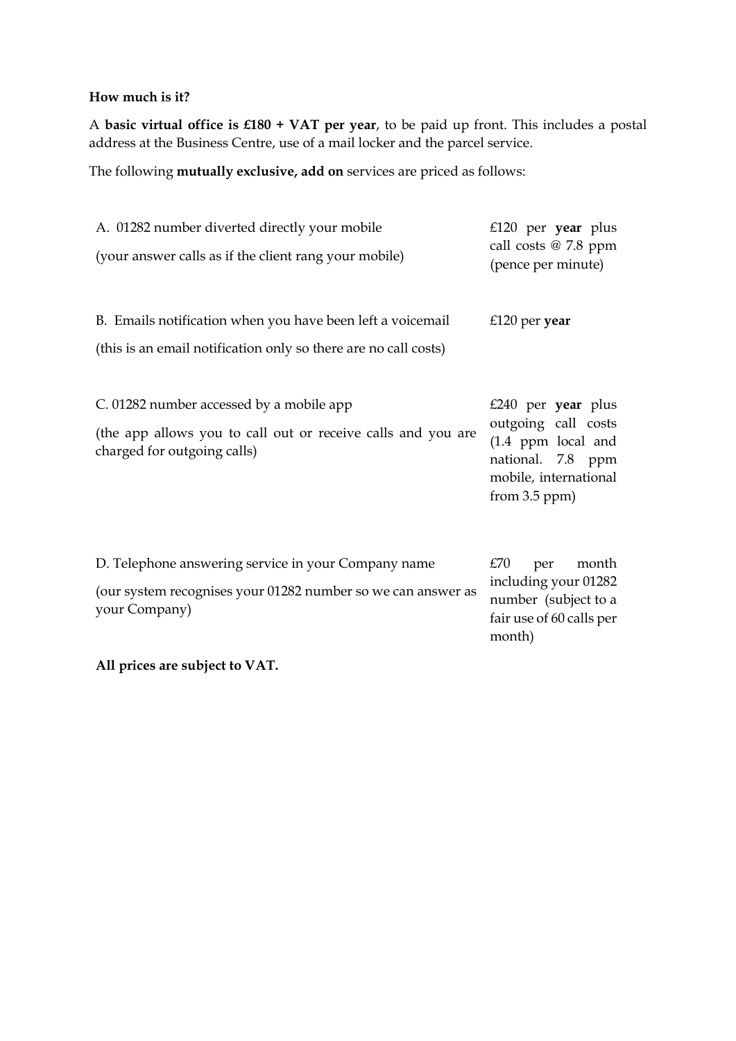**How much is it?**

A **basic virtual office is £180 + VAT per year**, to be paid up front. This includes a postal address at the Business Centre, use of a mail locker and the parcel service.

The following **mutually exclusive, add on** services are priced as follows:

| | |
|---|---|
| A. 01282 number diverted directly your mobile<br><br>(your answer calls as if the client rang your mobile) | £120 per **year** plus call costs @ 7.8 ppm (pence per minute) |
| B. Emails notification when you have been left a voicemail<br><br>(this is an email notification only so there are no call costs) | £120 per **year** |
| C. 01282 number accessed by a mobile app<br><br>(the app allows you to call out or receive calls and you are charged for outgoing calls) | £240 per **year** plus outgoing call costs (1.4 ppm local and national. 7.8 ppm mobile, international from 3.5 ppm) |
| D. Telephone answering service in your Company name<br><br>(our system recognises your 01282 number so we can answer as your Company) | £70 per month including your 01282 number (subject to a fair use of 60 calls per month) |

**All prices are subject to VAT.**